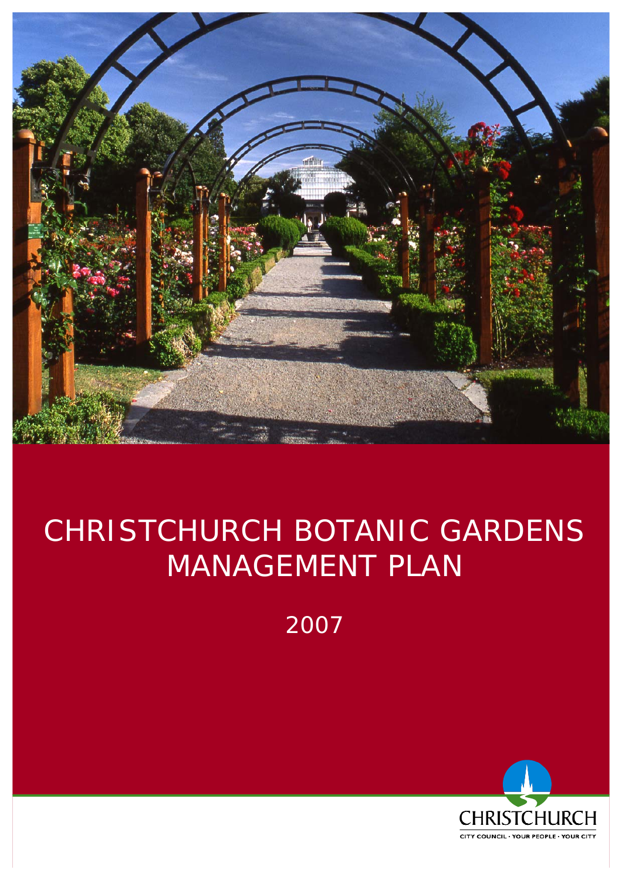# CHRISTCHURCH BOTANIC GARDENS MANAGEMENT PLAN

2007

CHRISTCHURCH

CITY COUNCIL · YOUR PEOPLE · YOUR CITY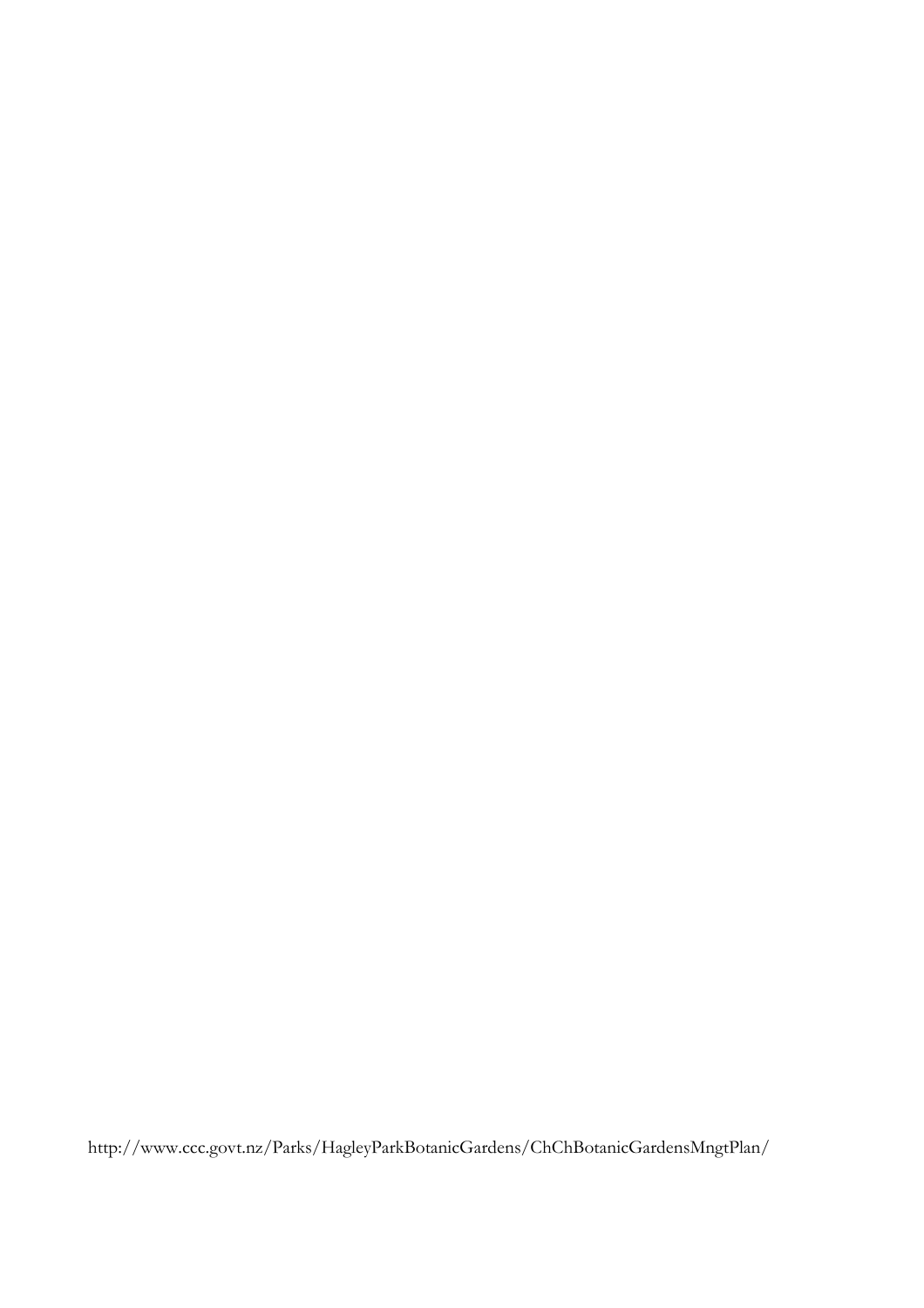http://www.ccc.govt.nz/Parks/HagleyParkBotanicGardens/ChChBotanicGardensMngtPlan/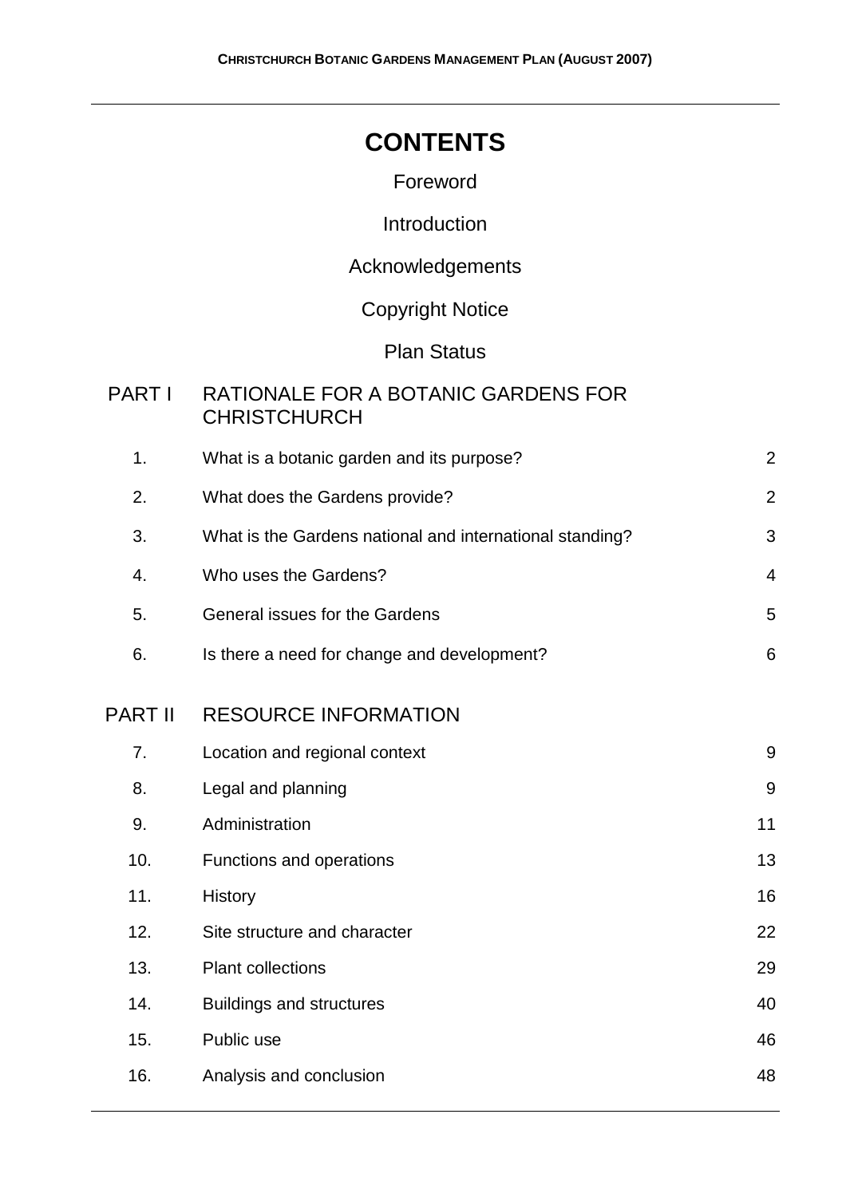# CONTENTS

Foreword

Introduction

Acknowledgements

Copyright Notice

Plan Status

| | | |
|---|---|---|
| **PART I** | **RATIONALE FOR A BOTANIC GARDENS FOR CHRISTCHURCH** | |
| 1. | What is a botanic garden and its purpose? | 2 |
| 2. | What does the Gardens provide? | 2 |
| 3. | What is the Gardens national and international standing? | 3 |
| 4. | Who uses the Gardens? | 4 |
| 5. | General issues for the Gardens | 5 |
| 6. | Is there a need for change and development? | 6 |
| **PART II** | **RESOURCE INFORMATION** | |
| 7. | Location and regional context | 9 |
| 8. | Legal and planning | 9 |
| 9. | Administration | 11 |
| 10. | Functions and operations | 13 |
| 11. | History | 16 |
| 12. | Site structure and character | 22 |
| 13. | Plant collections | 29 |
| 14. | Buildings and structures | 40 |
| 15. | Public use | 46 |
| 16. | Analysis and conclusion | 48 |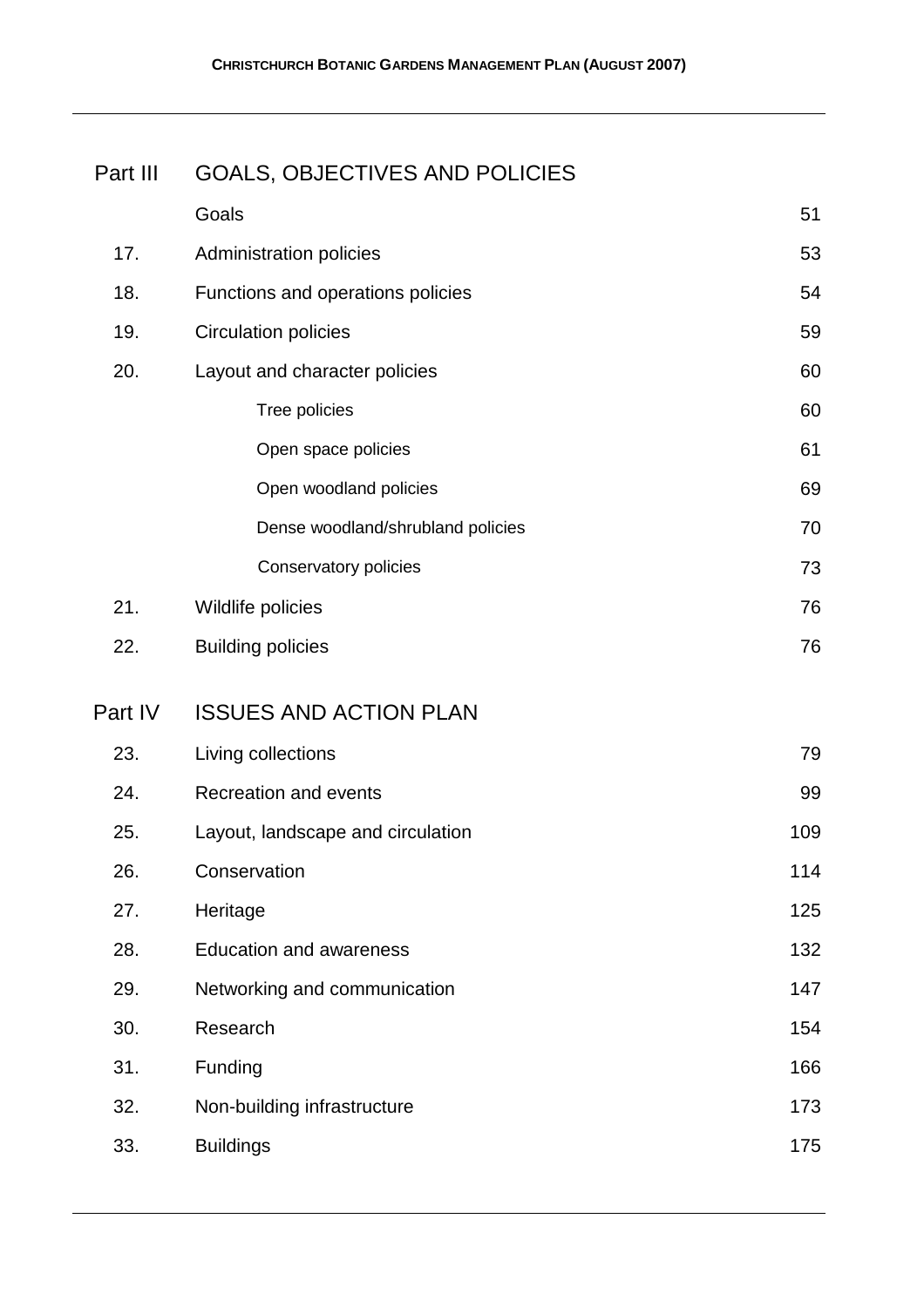| | | |
|---|---|---|
| **Part III** | **GOALS, OBJECTIVES AND POLICIES** | |
| | Goals | 51 |
| 17. | Administration policies | 53 |
| 18. | Functions and operations policies | 54 |
| 19. | Circulation policies | 59 |
| 20. | Layout and character policies | 60 |
| | Tree policies | 60 |
| | Open space policies | 61 |
| | Open woodland policies | 69 |
| | Dense woodland/shrubland policies | 70 |
| | Conservatory policies | 73 |
| 21. | Wildlife policies | 76 |
| 22. | Building policies | 76 |
| **Part IV** | **ISSUES AND ACTION PLAN** | |
| 23. | Living collections | 79 |
| 24. | Recreation and events | 99 |
| 25. | Layout, landscape and circulation | 109 |
| 26. | Conservation | 114 |
| 27. | Heritage | 125 |
| 28. | Education and awareness | 132 |
| 29. | Networking and communication | 147 |
| 30. | Research | 154 |
| 31. | Funding | 166 |
| 32. | Non-building infrastructure | 173 |
| 33. | Buildings | 175 |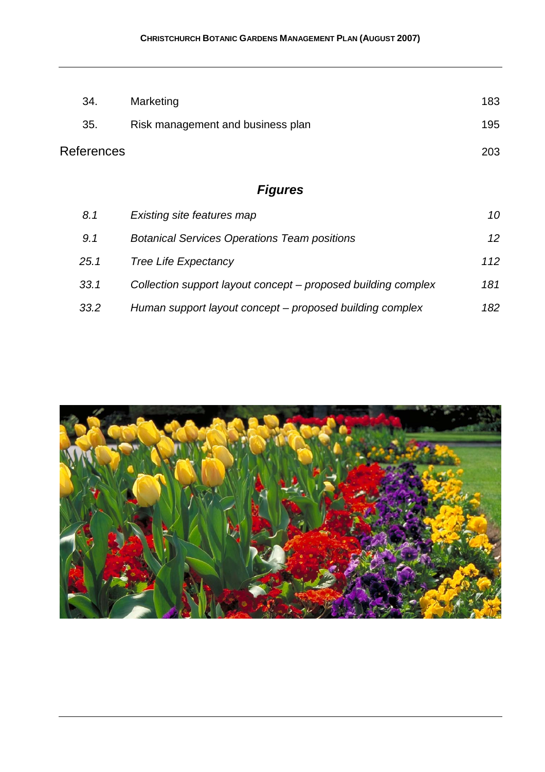| | | |
|---|---|---|
| 34. | Marketing | 183 |
| 35. | Risk management and business plan | 195 |
| References | | 203 |

## *Figures*

| | | |
|---|---|---|
| *8.1* | *Existing site features map* | *10* |
| *9.1* | *Botanical Services Operations Team positions* | *12* |
| *25.1* | *Tree Life Expectancy* | *112* |
| *33.1* | *Collection support layout concept – proposed building complex* | *181* |
| *33.2* | *Human support layout concept – proposed building complex* | *182* |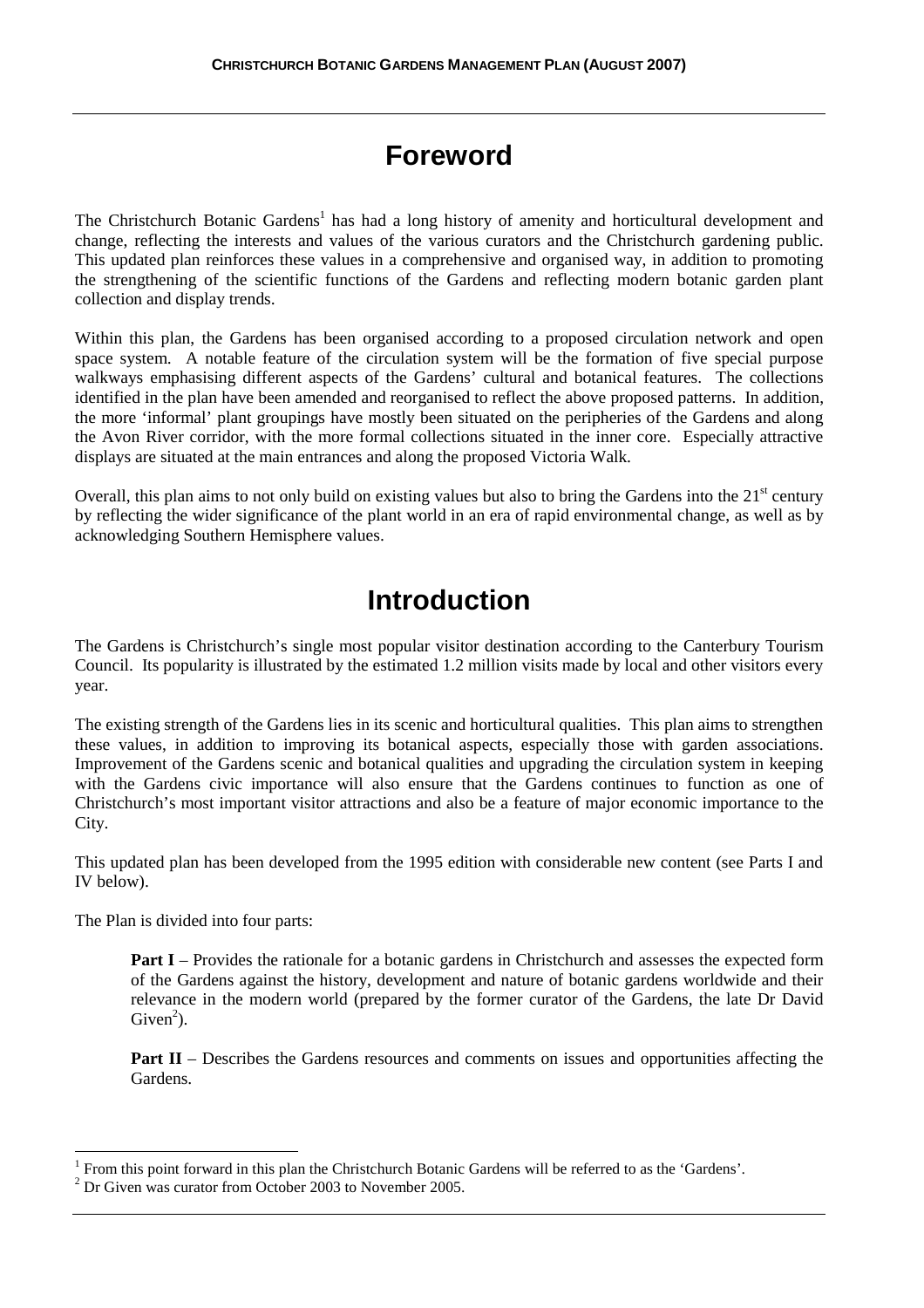# Foreword

The Christchurch Botanic Gardens[1] has had a long history of amenity and horticultural development and change, reflecting the interests and values of the various curators and the Christchurch gardening public. This updated plan reinforces these values in a comprehensive and organised way, in addition to promoting the strengthening of the scientific functions of the Gardens and reflecting modern botanic garden plant collection and display trends.

Within this plan, the Gardens has been organised according to a proposed circulation network and open space system. A notable feature of the circulation system will be the formation of five special purpose walkways emphasising different aspects of the Gardens' cultural and botanical features. The collections identified in the plan have been amended and reorganised to reflect the above proposed patterns. In addition, the more 'informal' plant groupings have mostly been situated on the peripheries of the Gardens and along the Avon River corridor, with the more formal collections situated in the inner core. Especially attractive displays are situated at the main entrances and along the proposed Victoria Walk.

Overall, this plan aims to not only build on existing values but also to bring the Gardens into the 21st century by reflecting the wider significance of the plant world in an era of rapid environmental change, as well as by acknowledging Southern Hemisphere values.

# Introduction

The Gardens is Christchurch's single most popular visitor destination according to the Canterbury Tourism Council. Its popularity is illustrated by the estimated 1.2 million visits made by local and other visitors every year.

The existing strength of the Gardens lies in its scenic and horticultural qualities. This plan aims to strengthen these values, in addition to improving its botanical aspects, especially those with garden associations. Improvement of the Gardens scenic and botanical qualities and upgrading the circulation system in keeping with the Gardens civic importance will also ensure that the Gardens continues to function as one of Christchurch's most important visitor attractions and also be a feature of major economic importance to the City.

This updated plan has been developed from the 1995 edition with considerable new content (see Parts I and IV below).

The Plan is divided into four parts:

> **Part I** – Provides the rationale for a botanic gardens in Christchurch and assesses the expected form of the Gardens against the history, development and nature of botanic gardens worldwide and their relevance in the modern world (prepared by the former curator of the Gardens, the late Dr David Given[2]).
>
> **Part II** – Describes the Gardens resources and comments on issues and opportunities affecting the Gardens.

---

[1] From this point forward in this plan the Christchurch Botanic Gardens will be referred to as the 'Gardens'.

[2] Dr Given was curator from October 2003 to November 2005.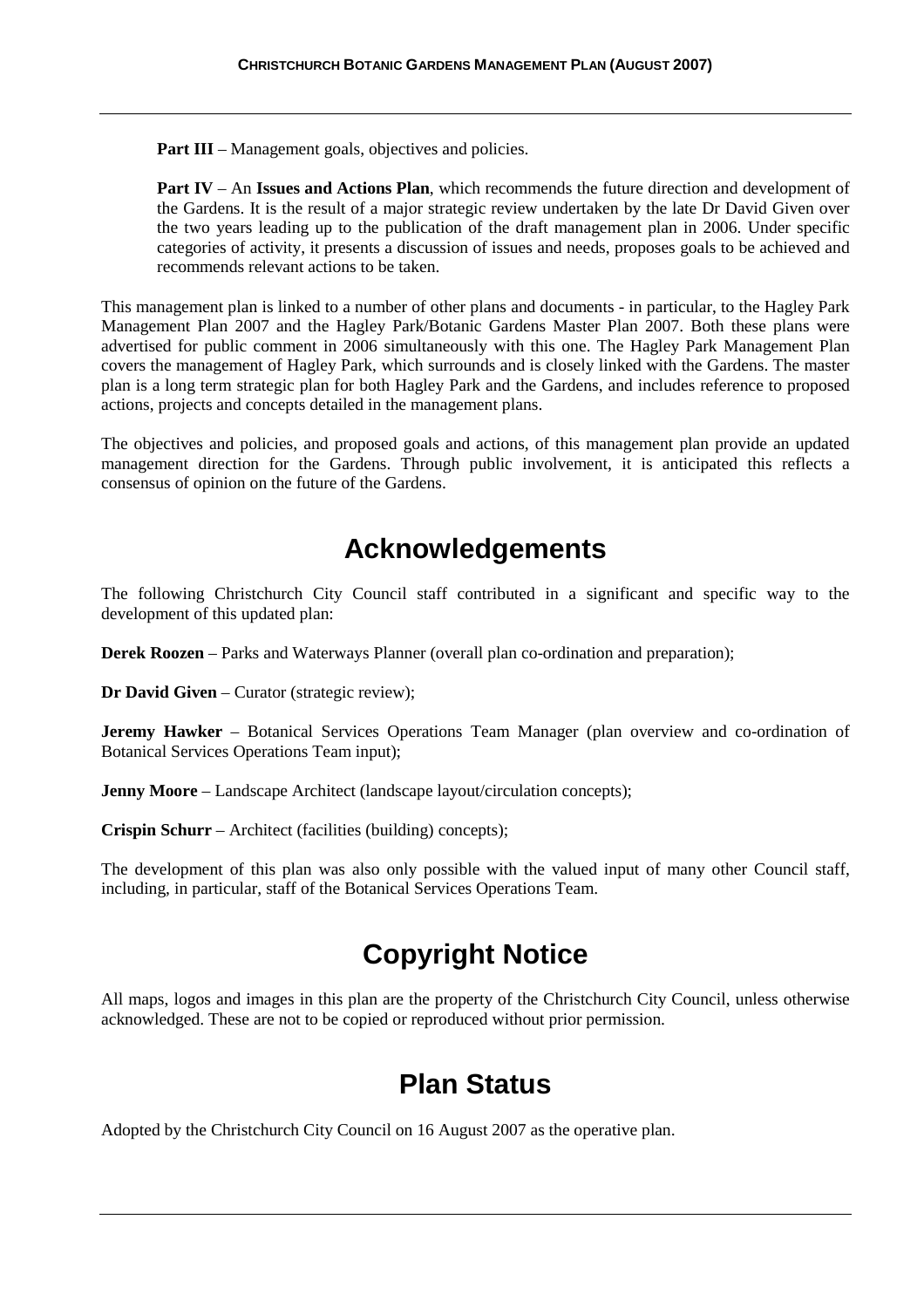**Part III** – Management goals, objectives and policies.

**Part IV** – An **Issues and Actions Plan**, which recommends the future direction and development of the Gardens. It is the result of a major strategic review undertaken by the late Dr David Given over the two years leading up to the publication of the draft management plan in 2006. Under specific categories of activity, it presents a discussion of issues and needs, proposes goals to be achieved and recommends relevant actions to be taken.

This management plan is linked to a number of other plans and documents - in particular, to the Hagley Park Management Plan 2007 and the Hagley Park/Botanic Gardens Master Plan 2007. Both these plans were advertised for public comment in 2006 simultaneously with this one. The Hagley Park Management Plan covers the management of Hagley Park, which surrounds and is closely linked with the Gardens. The master plan is a long term strategic plan for both Hagley Park and the Gardens, and includes reference to proposed actions, projects and concepts detailed in the management plans.

The objectives and policies, and proposed goals and actions, of this management plan provide an updated management direction for the Gardens. Through public involvement, it is anticipated this reflects a consensus of opinion on the future of the Gardens.

# Acknowledgements

The following Christchurch City Council staff contributed in a significant and specific way to the development of this updated plan:

**Derek Roozen** – Parks and Waterways Planner (overall plan co-ordination and preparation);

**Dr David Given** – Curator (strategic review);

**Jeremy Hawker** – Botanical Services Operations Team Manager (plan overview and co-ordination of Botanical Services Operations Team input);

**Jenny Moore** – Landscape Architect (landscape layout/circulation concepts);

**Crispin Schurr** – Architect (facilities (building) concepts);

The development of this plan was also only possible with the valued input of many other Council staff, including, in particular, staff of the Botanical Services Operations Team.

# Copyright Notice

All maps, logos and images in this plan are the property of the Christchurch City Council, unless otherwise acknowledged. These are not to be copied or reproduced without prior permission.

# Plan Status

Adopted by the Christchurch City Council on 16 August 2007 as the operative plan.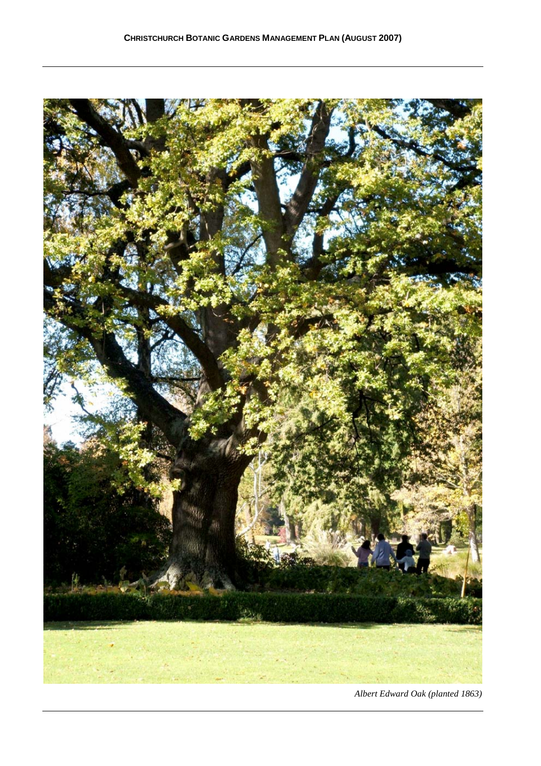*Albert Edward Oak (planted 1863)*